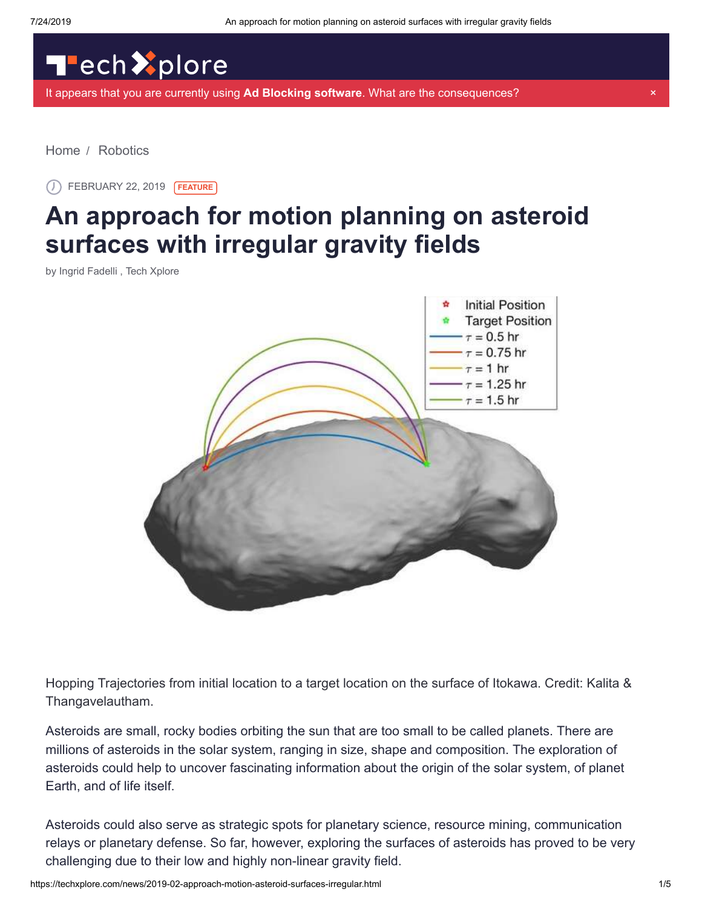Home / Robotics

FEBRUARY 22, 2019 FEATURE

# An approach for motion planning on asteroid surfaces with irregular gravity fields

by Ingrid Fadelli , Tech Xplore

Hopping Trajectories from initial location to a target location on the surface of Itokawa. Credit: Kalita & Thangavelautham.

Asteroids are small, rocky bodies orbiting the sun that are too small to be called planets. There are millions of asteroids in the solar system, ranging in size, shape and composition. The exploration of asteroids could help to uncover fascinating information about the origin of the solar system, of planet Earth, and of life itself.

Asteroids could also serve as strategic spots for planetary science, resource mining, communication relays or planetary defense. So far, however, exploring the surfaces of asteroids has proved to be very challenging due to their low and highly non-linear gravity field.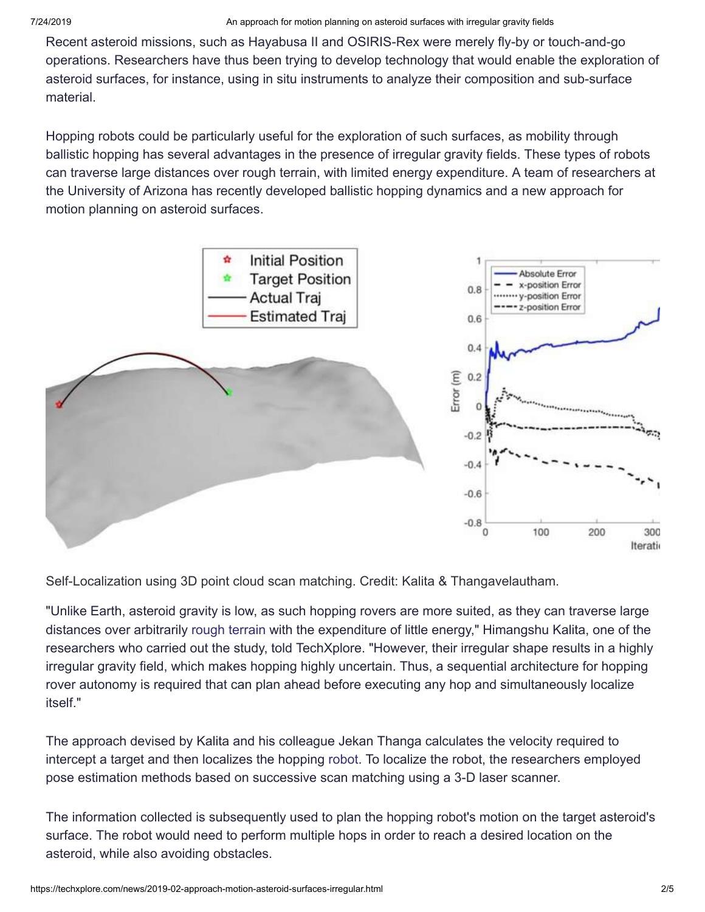Recent asteroid missions, such as Hayabusa II and OSIRIS-Rex were merely fly-by or touch-and-go operations. Researchers have thus been trying to develop technology that would enable the exploration of asteroid surfaces, for instance, using in situ instruments to analyze their composition and sub-surface material.

Hopping robots could be particularly useful for the exploration of such surfaces, as mobility through ballistic hopping has several advantages in the presence of irregular gravity fields. These types of robots can traverse large distances over rough terrain, with limited energy expenditure. A team of researchers at the University of Arizona has recently developed ballistic hopping dynamics and a new approach for motion planning on asteroid surfaces.

Self-Localization using 3D point cloud scan matching. Credit: Kalita & Thangavelautham.

"Unlike Earth, asteroid gravity is low, as such hopping rovers are more suited, as they can traverse large distances over arbitrarily rough terrain with the expenditure of little energy," Himangshu Kalita, one of the researchers who carried out the study, told TechXplore. "However, their irregular shape results in a highly irregular gravity field, which makes hopping highly uncertain. Thus, a sequential architecture for hopping rover autonomy is required that can plan ahead before executing any hop and simultaneously localize itself."

The approach devised by Kalita and his colleague Jekan Thanga calculates the velocity required to intercept a target and then localizes the hopping robot. To localize the robot, the researchers employed pose estimation methods based on successive scan matching using a 3-D laser scanner.

The information collected is subsequently used to plan the hopping robot's motion on the target asteroid's surface. The robot would need to perform multiple hops in order to reach a desired location on the asteroid, while also avoiding obstacles.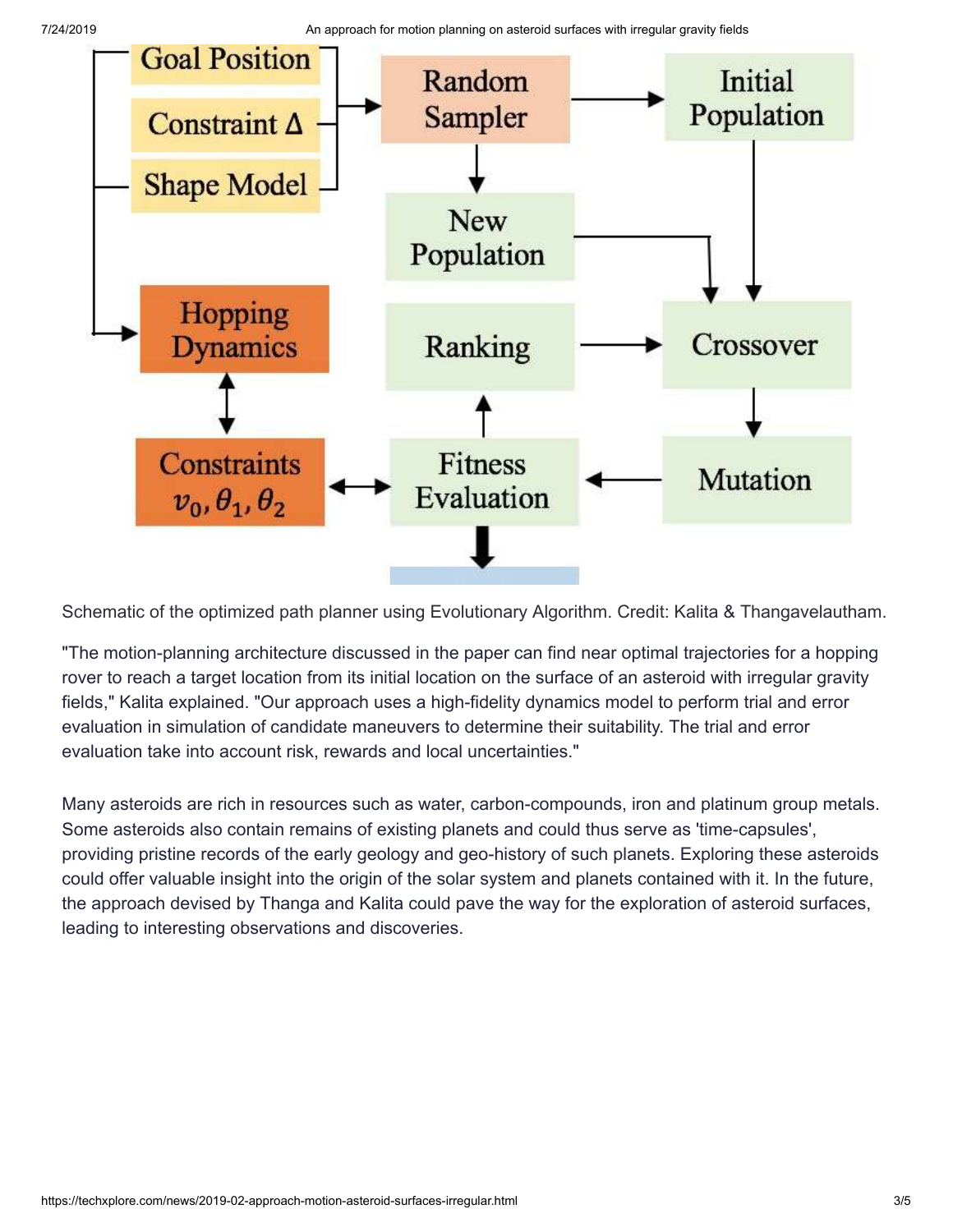Schematic of the optimized path planner using Evolutionary Algorithm. Credit: Kalita & Thangavelautham.

"The motion-planning architecture discussed in the paper can find near optimal trajectories for a hopping rover to reach a target location from its initial location on the surface of an asteroid with irregular gravity fields," Kalita explained. "Our approach uses a high-fidelity dynamics model to perform trial and error evaluation in simulation of candidate maneuvers to determine their suitability. The trial and error evaluation take into account risk, rewards and local uncertainties."

Many asteroids are rich in resources such as water, carbon-compounds, iron and platinum group metals. Some asteroids also contain remains of existing planets and could thus serve as 'time-capsules', providing pristine records of the early geology and geo-history of such planets. Exploring these asteroids could offer valuable insight into the origin of the solar system and planets contained with it. In the future, the approach devised by Thanga and Kalita could pave the way for the exploration of asteroid surfaces, leading to interesting observations and discoveries.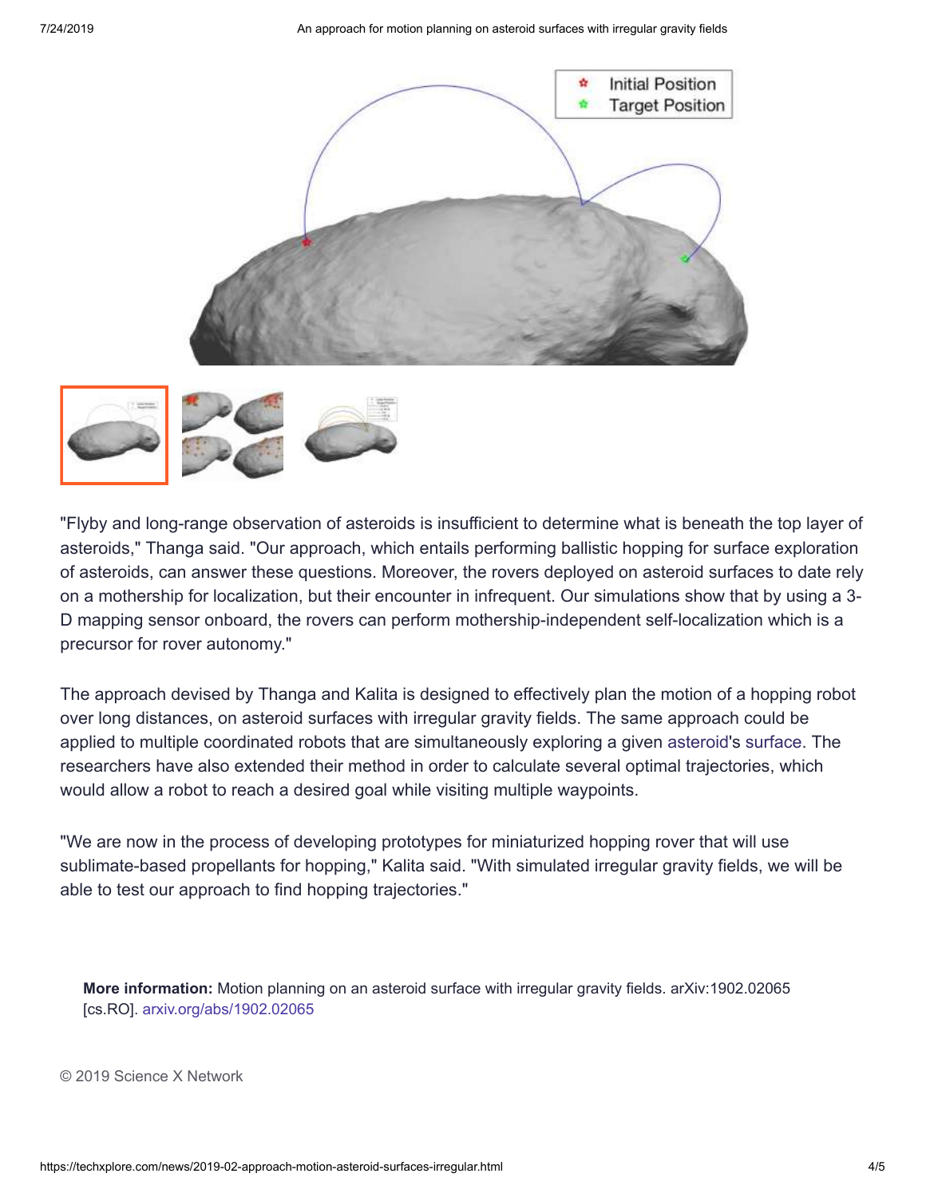"Flyby and long-range observation of asteroids is insufficient to determine what is beneath the top layer of asteroids," Thanga said. "Our approach, which entails performing ballistic hopping for surface exploration of asteroids, can answer these questions. Moreover, the rovers deployed on asteroid surfaces to date rely on a mothership for localization, but their encounter in infrequent. Our simulations show that by using a 3-D mapping sensor onboard, the rovers can perform mothership-independent self-localization which is a precursor for rover autonomy."

The approach devised by Thanga and Kalita is designed to effectively plan the motion of a hopping robot over long distances, on asteroid surfaces with irregular gravity fields. The same approach could be applied to multiple coordinated robots that are simultaneously exploring a given asteroid's surface. The researchers have also extended their method in order to calculate several optimal trajectories, which would allow a robot to reach a desired goal while visiting multiple waypoints.

"We are now in the process of developing prototypes for miniaturized hopping rover that will use sublimate-based propellants for hopping," Kalita said. "With simulated irregular gravity fields, we will be able to test our approach to find hopping trajectories."

**More information:** Motion planning on an asteroid surface with irregular gravity fields. arXiv:1902.02065 [cs.RO]. arxiv.org/abs/1902.02065

© 2019 Science X Network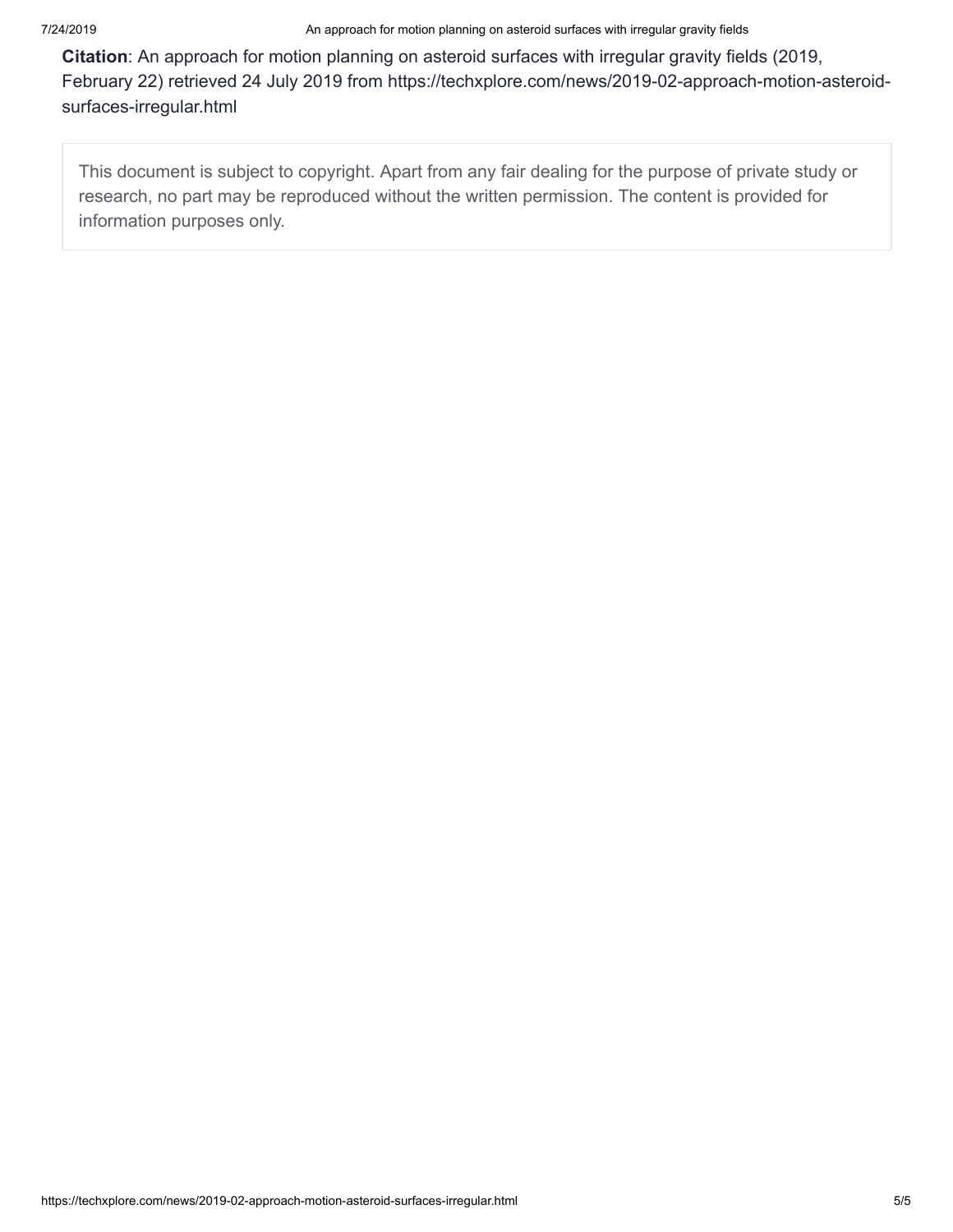**Citation**: An approach for motion planning on asteroid surfaces with irregular gravity fields (2019, February 22) retrieved 24 July 2019 from https://techxplore.com/news/2019-02-approach-motion-asteroid-surfaces-irregular.html

This document is subject to copyright. Apart from any fair dealing for the purpose of private study or research, no part may be reproduced without the written permission. The content is provided for information purposes only.